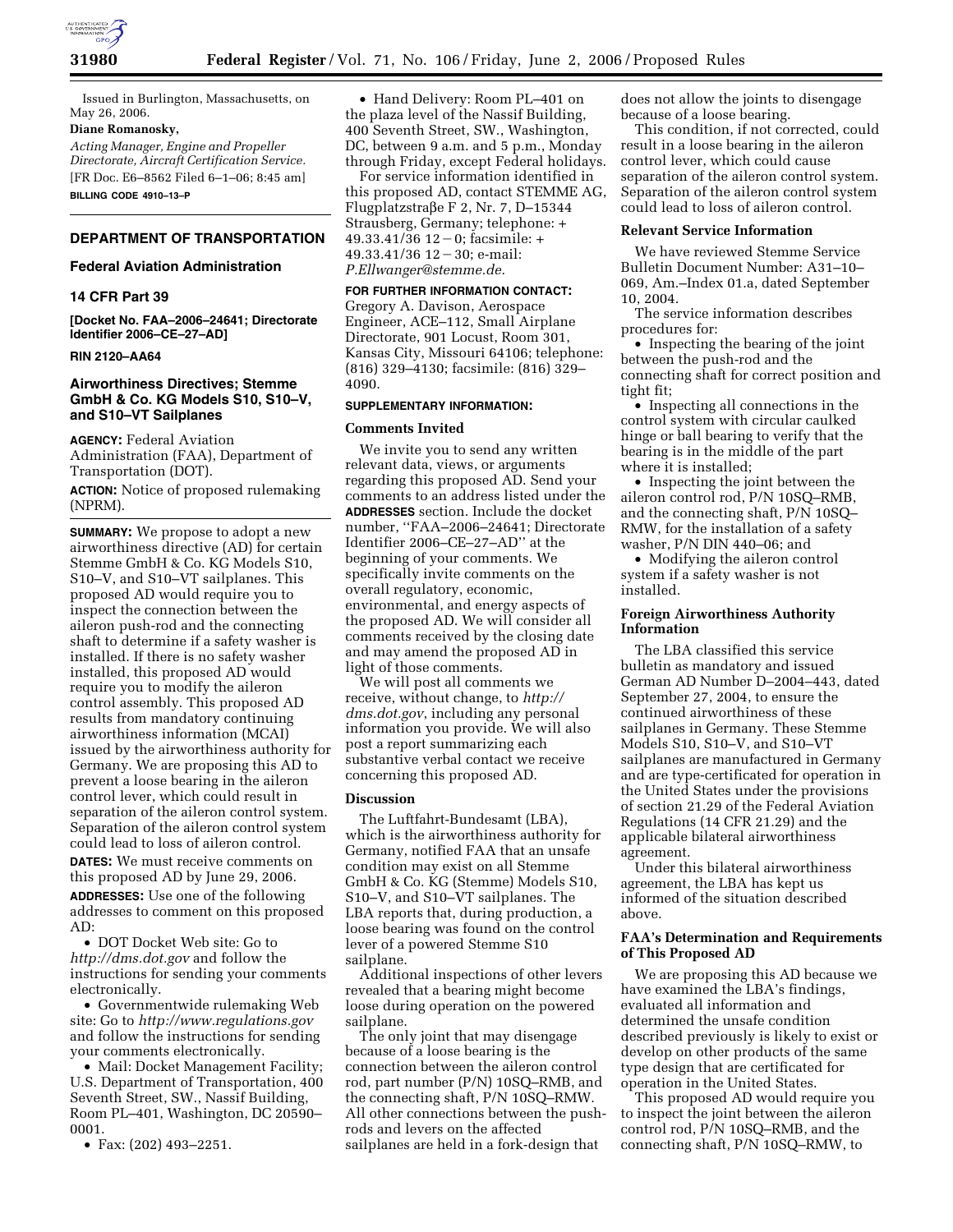Issued in Burlington, Massachusetts, on May 26, 2006.

**Diane Romanosky,**

*Acting Manager, Engine and Propeller Directorate, Aircraft Certification Service.*

[FR Doc. E6–8562 Filed 6–1–06; 8:45 am]

**BILLING CODE 4910–13–P**

## DEPARTMENT OF TRANSPORTATION

### Federal Aviation Administration

### 14 CFR Part 39

**[Docket No. FAA–2006–24641; Directorate Identifier 2006–CE–27–AD]**

**RIN 2120–AA64**

## Airworthiness Directives; Stemme GmbH & Co. KG Models S10, S10–V, and S10–VT Sailplanes

**AGENCY:** Federal Aviation Administration (FAA), Department of Transportation (DOT).

**ACTION:** Notice of proposed rulemaking (NPRM).

**SUMMARY:** We propose to adopt a new airworthiness directive (AD) for certain Stemme GmbH & Co. KG Models S10, S10–V, and S10–VT sailplanes. This proposed AD would require you to inspect the connection between the aileron push-rod and the connecting shaft to determine if a safety washer is installed. If there is no safety washer installed, this proposed AD would require you to modify the aileron control assembly. This proposed AD results from mandatory continuing airworthiness information (MCAI) issued by the airworthiness authority for Germany. We are proposing this AD to prevent a loose bearing in the aileron control lever, which could result in separation of the aileron control system. Separation of the aileron control system could lead to loss of aileron control.

**DATES:** We must receive comments on this proposed AD by June 29, 2006.

**ADDRESSES:** Use one of the following addresses to comment on this proposed AD:

- DOT Docket Web site: Go to *http://dms.dot.gov* and follow the instructions for sending your comments electronically.
- Governmentwide rulemaking Web site: Go to *http://www.regulations.gov* and follow the instructions for sending your comments electronically.
- Mail: Docket Management Facility; U.S. Department of Transportation, 400 Seventh Street, SW., Nassif Building, Room PL–401, Washington, DC 20590–0001.
- Fax: (202) 493–2251.
- Hand Delivery: Room PL–401 on the plaza level of the Nassif Building, 400 Seventh Street, SW., Washington, DC, between 9 a.m. and 5 p.m., Monday through Friday, except Federal holidays.

For service information identified in this proposed AD, contact STEMME AG, Flugplatzstraβe F 2, Nr. 7, D–15344 Strausberg, Germany; telephone: + 49.33.41/36 12 − 0; facsimile: + 49.33.41/36 12 − 30; e-mail: *P.Ellwanger@stemme.de.*

**FOR FURTHER INFORMATION CONTACT:** Gregory A. Davison, Aerospace Engineer, ACE–112, Small Airplane Directorate, 901 Locust, Room 301, Kansas City, Missouri 64106; telephone: (816) 329–4130; facsimile: (816) 329–4090.

**SUPPLEMENTARY INFORMATION:**

### Comments Invited

We invite you to send any written relevant data, views, or arguments regarding this proposed AD. Send your comments to an address listed under the **ADDRESSES** section. Include the docket number, ''FAA–2006–24641; Directorate Identifier 2006–CE–27–AD'' at the beginning of your comments. We specifically invite comments on the overall regulatory, economic, environmental, and energy aspects of the proposed AD. We will consider all comments received by the closing date and may amend the proposed AD in light of those comments.

We will post all comments we receive, without change, to *http://dms.dot.gov*, including any personal information you provide. We will also post a report summarizing each substantive verbal contact we receive concerning this proposed AD.

### Discussion

The Luftfahrt-Bundesamt (LBA), which is the airworthiness authority for Germany, notified FAA that an unsafe condition may exist on all Stemme GmbH & Co. KG (Stemme) Models S10, S10–V, and S10–VT sailplanes. The LBA reports that, during production, a loose bearing was found on the control lever of a powered Stemme S10 sailplane.

Additional inspections of other levers revealed that a bearing might become loose during operation on the powered sailplane.

The only joint that may disengage because of a loose bearing is the connection between the aileron control rod, part number (P/N) 10SQ–RMB, and the connecting shaft, P/N 10SQ–RMW. All other connections between the push-rods and levers on the affected sailplanes are held in a fork-design that does not allow the joints to disengage because of a loose bearing.

This condition, if not corrected, could result in a loose bearing in the aileron control lever, which could cause separation of the aileron control system. Separation of the aileron control system could lead to loss of aileron control.

### Relevant Service Information

We have reviewed Stemme Service Bulletin Document Number: A31–10–069, Am.–Index 01.a, dated September 10, 2004.

The service information describes procedures for:

- Inspecting the bearing of the joint between the push-rod and the connecting shaft for correct position and tight fit;
- Inspecting all connections in the control system with circular caulked hinge or ball bearing to verify that the bearing is in the middle of the part where it is installed;
- Inspecting the joint between the aileron control rod, P/N 10SQ–RMB, and the connecting shaft, P/N 10SQ–RMW, for the installation of a safety washer, P/N DIN 440–06; and
- Modifying the aileron control system if a safety washer is not installed.

### Foreign Airworthiness Authority Information

The LBA classified this service bulletin as mandatory and issued German AD Number D–2004–443, dated September 27, 2004, to ensure the continued airworthiness of these sailplanes in Germany. These Stemme Models S10, S10–V, and S10–VT sailplanes are manufactured in Germany and are type-certificated for operation in the United States under the provisions of section 21.29 of the Federal Aviation Regulations (14 CFR 21.29) and the applicable bilateral airworthiness agreement.

Under this bilateral airworthiness agreement, the LBA has kept us informed of the situation described above.

### FAA's Determination and Requirements of This Proposed AD

We are proposing this AD because we have examined the LBA's findings, evaluated all information and determined the unsafe condition described previously is likely to exist or develop on other products of the same type design that are certificated for operation in the United States.

This proposed AD would require you to inspect the joint between the aileron control rod, P/N 10SQ–RMB, and the connecting shaft, P/N 10SQ–RMW, to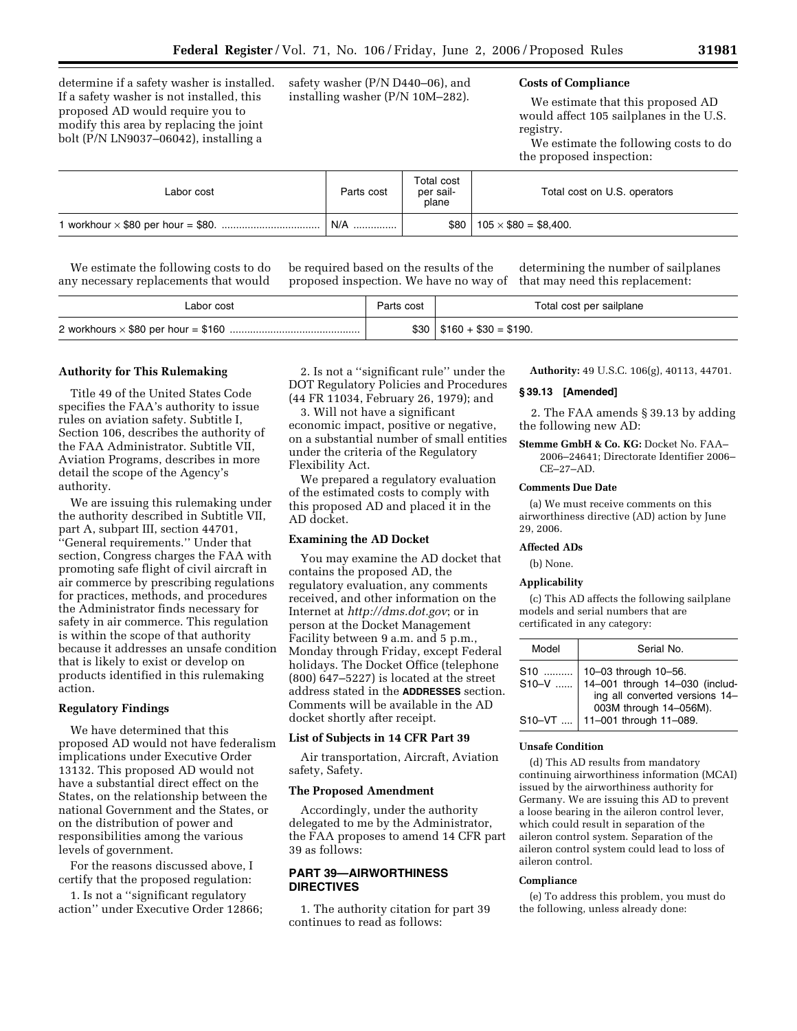determine if a safety washer is installed. If a safety washer is not installed, this proposed AD would require you to modify this area by replacing the joint bolt (P/N LN9037–06042), installing a safety washer (P/N D440–06), and installing washer (P/N 10M–282).

## Costs of Compliance

We estimate that this proposed AD would affect 105 sailplanes in the U.S. registry.

We estimate the following costs to do the proposed inspection:

| Labor cost | Parts cost | Total cost per sailplane | Total cost on U.S. operators |
|---|---|---|---|
| 1 workhour × $80 per hour = $80. | N/A | $80 | 105 × $80 = $8,400. |

We estimate the following costs to do any necessary replacements that would be required based on the results of the proposed inspection. We have no way of determining the number of sailplanes that may need this replacement:

| Labor cost | Parts cost | Total cost per sailplane |
|---|---|---|
| 2 workhours × $80 per hour = $160 | $30 | $160 + $30 = $190. |

## Authority for This Rulemaking

Title 49 of the United States Code specifies the FAA's authority to issue rules on aviation safety. Subtitle I, Section 106, describes the authority of the FAA Administrator. Subtitle VII, Aviation Programs, describes in more detail the scope of the Agency's authority.

We are issuing this rulemaking under the authority described in Subtitle VII, part A, subpart III, section 44701, "General requirements." Under that section, Congress charges the FAA with promoting safe flight of civil aircraft in air commerce by prescribing regulations for practices, methods, and procedures the Administrator finds necessary for safety in air commerce. This regulation is within the scope of that authority because it addresses an unsafe condition that is likely to exist or develop on products identified in this rulemaking action.

## Regulatory Findings

We have determined that this proposed AD would not have federalism implications under Executive Order 13132. This proposed AD would not have a substantial direct effect on the States, on the relationship between the national Government and the States, or on the distribution of power and responsibilities among the various levels of government.

For the reasons discussed above, I certify that the proposed regulation:

1. Is not a "significant regulatory action" under Executive Order 12866;

2. Is not a "significant rule" under the DOT Regulatory Policies and Procedures (44 FR 11034, February 26, 1979); and

3. Will not have a significant economic impact, positive or negative, on a substantial number of small entities under the criteria of the Regulatory Flexibility Act.

We prepared a regulatory evaluation of the estimated costs to comply with this proposed AD and placed it in the AD docket.

## Examining the AD Docket

You may examine the AD docket that contains the proposed AD, the regulatory evaluation, any comments received, and other information on the Internet at *http://dms.dot.gov*; or in person at the Docket Management Facility between 9 a.m. and 5 p.m., Monday through Friday, except Federal holidays. The Docket Office (telephone (800) 647–5227) is located at the street address stated in the **ADDRESSES** section. Comments will be available in the AD docket shortly after receipt.

## List of Subjects in 14 CFR Part 39

Air transportation, Aircraft, Aviation safety, Safety.

## The Proposed Amendment

Accordingly, under the authority delegated to me by the Administrator, the FAA proposes to amend 14 CFR part 39 as follows:

## PART 39—AIRWORTHINESS DIRECTIVES

1. The authority citation for part 39 continues to read as follows:

**Authority:** 49 U.S.C. 106(g), 40113, 44701.

### § 39.13 [Amended]

2. The FAA amends § 39.13 by adding the following new AD:

**Stemme GmbH & Co. KG:** Docket No. FAA–2006–24641; Directorate Identifier 2006–CE–27–AD.

#### Comments Due Date

(a) We must receive comments on this airworthiness directive (AD) action by June 29, 2006.

#### Affected ADs

(b) None.

#### Applicability

(c) This AD affects the following sailplane models and serial numbers that are certificated in any category:

| Model | Serial No. |
|---|---|
| S10 | 10–03 through 10–56. |
| S10–V | 14–001 through 14–030 (including all converted versions 14–003M through 14–056M). |
| S10–VT | 11–001 through 11–089. |

#### Unsafe Condition

(d) This AD results from mandatory continuing airworthiness information (MCAI) issued by the airworthiness authority for Germany. We are issuing this AD to prevent a loose bearing in the aileron control lever, which could result in separation of the aileron control system. Separation of the aileron control system could lead to loss of aileron control.

#### Compliance

(e) To address this problem, you must do the following, unless already done: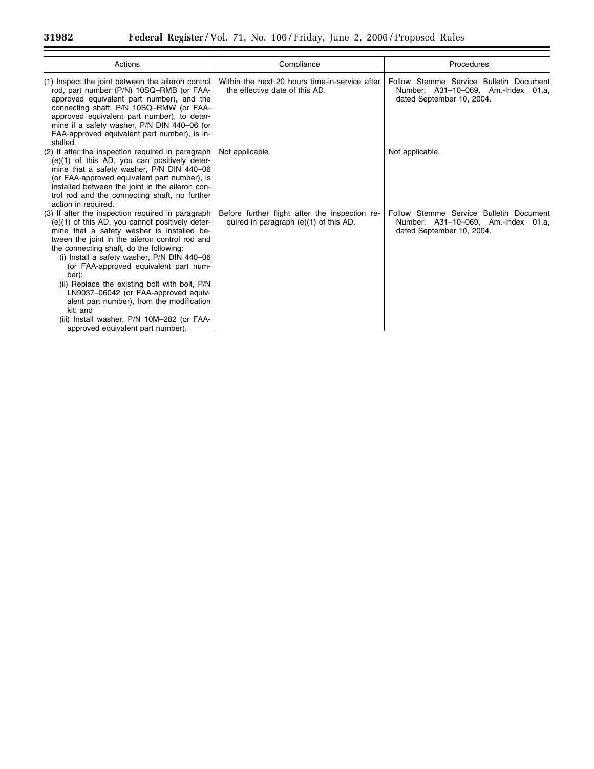| Actions | Compliance | Procedures |
|---|---|---|
| (1) Inspect the joint between the aileron control rod, part number (P/N) 10SQ–RMB (or FAA-approved equivalent part number), and the connecting shaft, P/N 10SQ–RMW (or FAA-approved equivalent part number), to determine if a safety washer, P/N DIN 440–06 (or FAA-approved equivalent part number), is installed. | Within the next 20 hours time-in-service after the effective date of this AD. | Follow Stemme Service Bulletin Document Number: A31–10–069, Am.-Index 01.a, dated September 10, 2004. |
| (2) If after the inspection required in paragraph (e)(1) of this AD, you can positively determine that a safety washer, P/N DIN 440–06 (or FAA-approved equivalent part number), is installed between the joint in the aileron control rod and the connecting shaft, no further action in required. | Not applicable | Not applicable. |
| (3) If after the inspection required in paragraph (e)(1) of this AD, you cannot positively determine that a safety washer is installed between the joint in the aileron control rod and the connecting shaft, do the following: (i) Install a safety washer, P/N DIN 440–06 (or FAA-approved equivalent part number); (ii) Replace the existing bolt with bolt, P/N LN9037–06042 (or FAA-approved equivalent part number), from the modification kit; and (iii) Install washer, P/N 10M–282 (or FAA-approved equivalent part number). | Before further flight after the inspection required in paragraph (e)(1) of this AD. | Follow Stemme Service Bulletin Document Number: A31–10–069, Am.-Index 01.a, dated September 10, 2004. |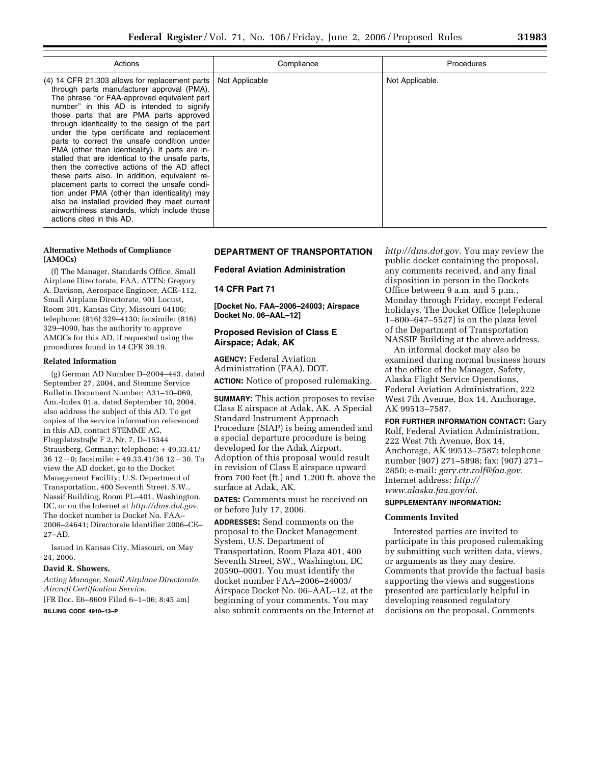| Actions | Compliance | Procedures |
| --- | --- | --- |
| (4) 14 CFR 21.303 allows for replacement parts through parts manufacturer approval (PMA). The phrase "or FAA-approved equivalent part number" in this AD is intended to signify those parts that are PMA parts approved through identicality to the design of the part under the type certificate and replacement parts to correct the unsafe condition under PMA (other than identicality). If parts are installed that are identical to the unsafe parts, then the corrective actions of the AD affect these parts also. In addition, equivalent replacement parts to correct the unsafe condition under PMA (other than identicality) may also be installed provided they meet current airworthiness standards, which include those actions cited in this AD. | Not Applicable | Not Applicable. |

**Alternative Methods of Compliance (AMOCs)**

(f) The Manager, Standards Office, Small Airplane Directorate, FAA, ATTN: Gregory A. Davison, Aerospace Engineer, ACE–112, Small Airplane Directorate, 901 Locust, Room 301, Kansas City, Missouri 64106; telephone: (816) 329–4130; facsimile: (816) 329–4090, has the authority to approve AMOCs for this AD, if requested using the procedures found in 14 CFR 39.19.

**Related Information**

(g) German AD Number D–2004–443, dated September 27, 2004, and Stemme Service Bulletin Document Number: A31–10–069, Am.-Index 01.a, dated September 10, 2004, also address the subject of this AD. To get copies of the service information referenced in this AD, contact STEMME AG, Flugplatzstraβe F 2, Nr. 7, D–15344 Strausberg, Germany; telephone: + 49.33.41/36 12 − 0; facsimile: + 49.33.41/36 12 − 30. To view the AD docket, go to the Docket Management Facility; U.S. Department of Transportation, 400 Seventh Street, S.W., Nassif Building, Room PL–401, Washington, DC, or on the Internet at *http://dms.dot.gov.* The docket number is Docket No. FAA–2006–24641; Directorate Identifier 2006–CE–27–AD.

Issued in Kansas City, Missouri, on May 24, 2006.

**David R. Showers,**

*Acting Manager, Small Airplane Directorate, Aircraft Certification Service.*

[FR Doc. E6–8609 Filed 6–1–06; 8:45 am]

**BILLING CODE 4910–13–P**

## DEPARTMENT OF TRANSPORTATION

## Federal Aviation Administration

## 14 CFR Part 71

**[Docket No. FAA–2006–24003; Airspace Docket No. 06–AAL–12]**

## Proposed Revision of Class E Airspace; Adak, AK

**AGENCY:** Federal Aviation Administration (FAA), DOT.

**ACTION:** Notice of proposed rulemaking.

**SUMMARY:** This action proposes to revise Class E airspace at Adak, AK. A Special Standard Instrument Approach Procedure (SIAP) is being amended and a special departure procedure is being developed for the Adak Airport. Adoption of this proposal would result in revision of Class E airspace upward from 700 feet (ft.) and 1,200 ft. above the surface at Adak, AK.

**DATES:** Comments must be received on or before July 17, 2006.

**ADDRESSES:** Send comments on the proposal to the Docket Management System, U.S. Department of Transportation, Room Plaza 401, 400 Seventh Street, SW., Washington, DC 20590–0001. You must identify the docket number FAA–2006–24003/Airspace Docket No. 06–AAL–12, at the beginning of your comments. You may also submit comments on the Internet at *http://dms.dot.gov.* You may review the public docket containing the proposal, any comments received, and any final disposition in person in the Dockets Office between 9 a.m. and 5 p.m., Monday through Friday, except Federal holidays. The Docket Office (telephone 1–800–647–5527) is on the plaza level of the Department of Transportation NASSIF Building at the above address.

An informal docket may also be examined during normal business hours at the office of the Manager, Safety, Alaska Flight Service Operations, Federal Aviation Administration, 222 West 7th Avenue, Box 14, Anchorage, AK 99513–7587.

**FOR FURTHER INFORMATION CONTACT:** Gary Rolf, Federal Aviation Administration, 222 West 7th Avenue, Box 14, Anchorage, AK 99513–7587; telephone number (907) 271–5898; fax: (907) 271–2850; e-mail: *gary.ctr.rolf@faa.gov.* Internet address: *http://www.alaska.faa.gov/at.*

**SUPPLEMENTARY INFORMATION:**

**Comments Invited**

Interested parties are invited to participate in this proposed rulemaking by submitting such written data, views, or arguments as they may desire. Comments that provide the factual basis supporting the views and suggestions presented are particularly helpful in developing reasoned regulatory decisions on the proposal. Comments